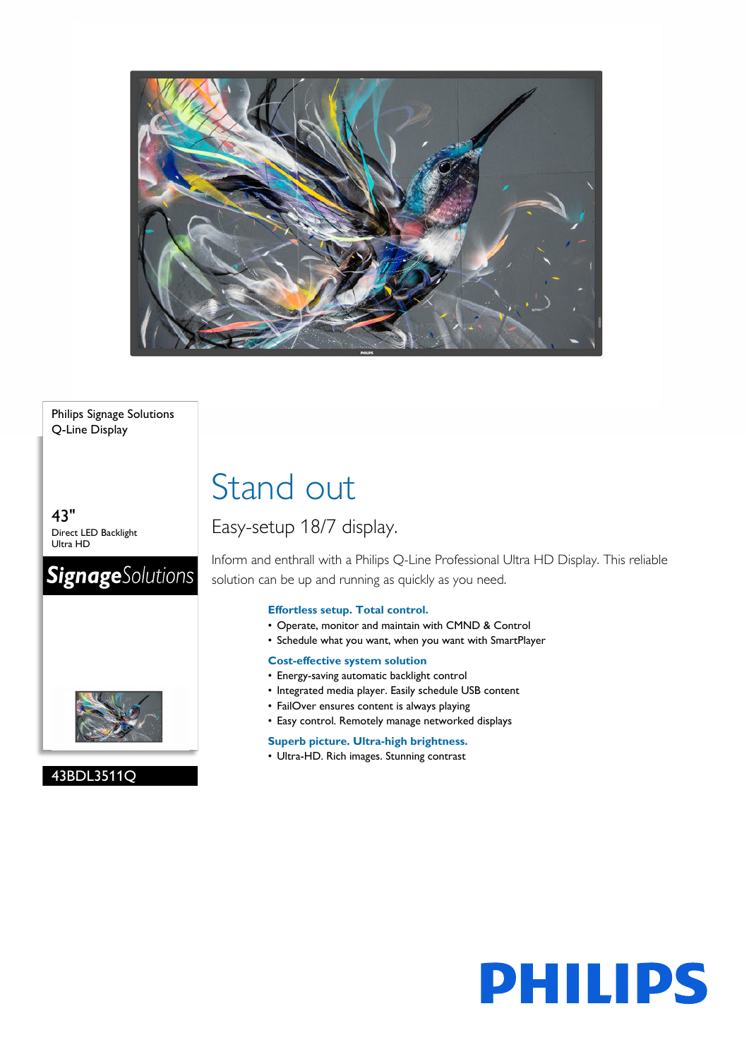Philips Signage Solutions
Q-Line Display

43"
Direct LED Backlight
Ultra HD

**Signage**Solutions

43BDL3511Q

# Stand out

## Easy-setup 18/7 display.

Inform and enthrall with a Philips Q-Line Professional Ultra HD Display. This reliable solution can be up and running as quickly as you need.

**Effortless setup. Total control.**

- Operate, monitor and maintain with CMND & Control
- Schedule what you want, when you want with SmartPlayer

**Cost-effective system solution**

- Energy-saving automatic backlight control
- Integrated media player. Easily schedule USB content
- FailOver ensures content is always playing
- Easy control. Remotely manage networked displays

**Superb picture. Ultra-high brightness.**

- Ultra-HD. Rich images. Stunning contrast

PHILIPS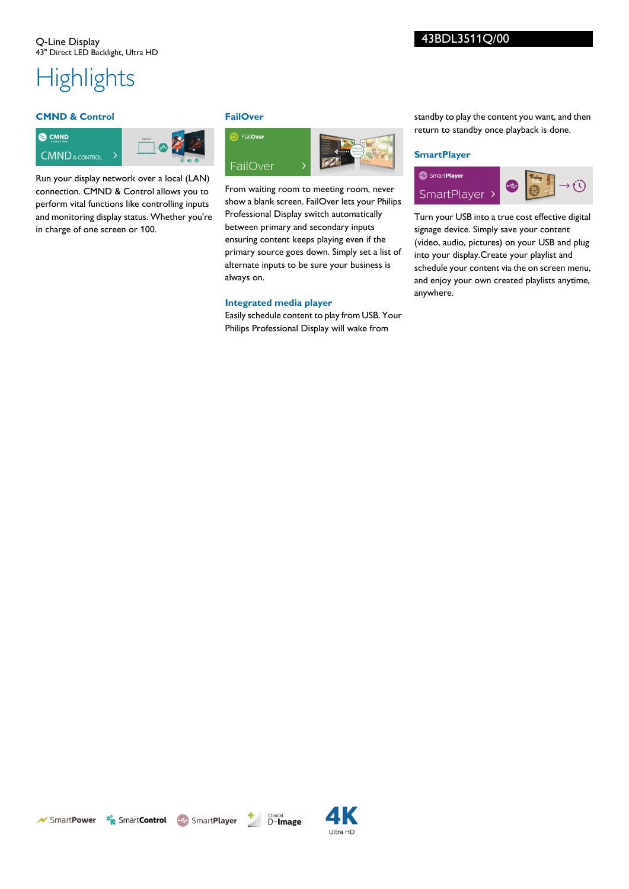Q-Line Display
43" Direct LED Backlight, Ultra HD

43BDL3511Q/00

# Highlights

### CMND & Control

Run your display network over a local (LAN) connection. CMND & Control allows you to perform vital functions like controlling inputs and monitoring display status. Whether you're in charge of one screen or 100.

### FailOver

From waiting room to meeting room, never show a blank screen. FailOver lets your Philips Professional Display switch automatically between primary and secondary inputs ensuring content keeps playing even if the primary source goes down. Simply set a list of alternate inputs to be sure your business is always on.

### Integrated media player

Easily schedule content to play from USB. Your Philips Professional Display will wake from standby to play the content you want, and then return to standby once playback is done.

### SmartPlayer

Turn your USB into a true cost effective digital signage device. Simply save your content (video, audio, pictures) on your USB and plug into your display.Create your playlist and schedule your content via the on screen menu, and enjoy your own created playlists anytime, anywhere.

SmartPower SmartControl SmartPlayer Clinical D-Image 4K Ultra HD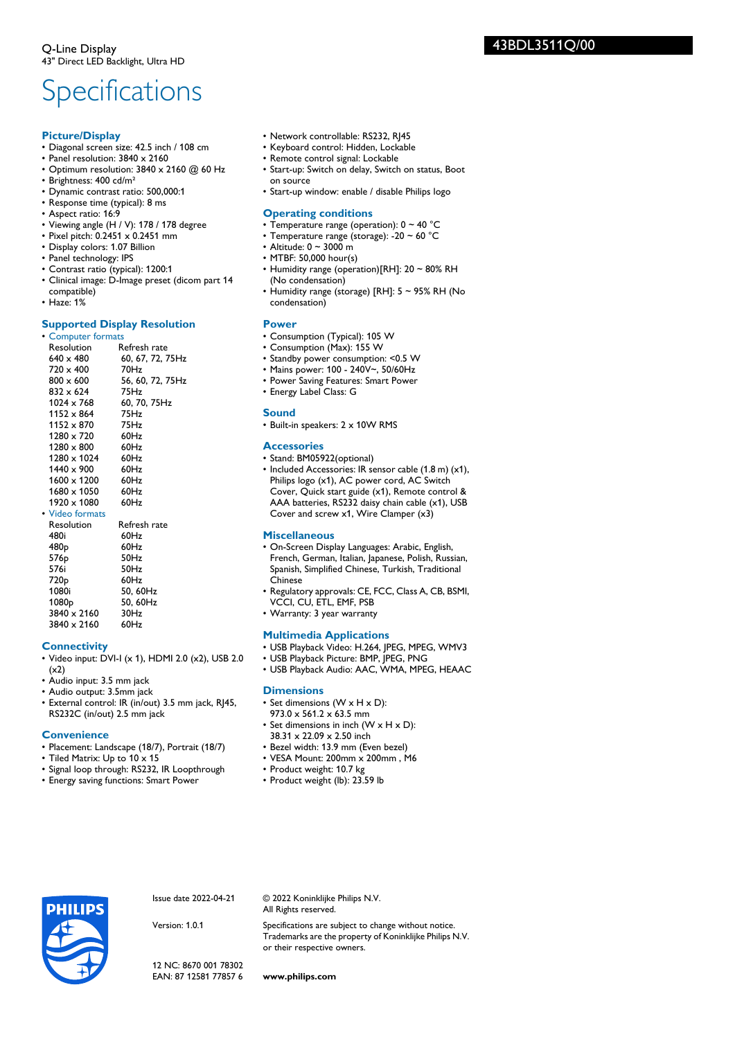Q-Line Display
43" Direct LED Backlight, Ultra HD

43BDL3511Q/00

# Specifications

## Picture/Display

- Diagonal screen size: 42.5 inch / 108 cm
- Panel resolution: 3840 x 2160
- Optimum resolution: 3840 x 2160 @ 60 Hz
- Brightness: 400 cd/m²
- Dynamic contrast ratio: 500,000:1
- Response time (typical): 8 ms
- Aspect ratio: 16:9
- Viewing angle (H / V): 178 / 178 degree
- Pixel pitch: 0.2451 x 0.2451 mm
- Display colors: 1.07 Billion
- Panel technology: IPS
- Contrast ratio (typical): 1200:1
- Clinical image: D-Image preset (dicom part 14 compatible)
- Haze: 1%

## Supported Display Resolution

- Computer formats

| Resolution | Refresh rate |
|---|---|
| 640 x 480 | 60, 67, 72, 75Hz |
| 720 x 400 | 70Hz |
| 800 x 600 | 56, 60, 72, 75Hz |
| 832 x 624 | 75Hz |
| 1024 x 768 | 60, 70, 75Hz |
| 1152 x 864 | 75Hz |
| 1152 x 870 | 75Hz |
| 1280 x 720 | 60Hz |
| 1280 x 800 | 60Hz |
| 1280 x 1024 | 60Hz |
| 1440 x 900 | 60Hz |
| 1600 x 1200 | 60Hz |
| 1680 x 1050 | 60Hz |
| 1920 x 1080 | 60Hz |

- Video formats

| Resolution | Refresh rate |
|---|---|
| 480i | 60Hz |
| 480p | 60Hz |
| 576p | 50Hz |
| 576i | 50Hz |
| 720p | 60Hz |
| 1080i | 50, 60Hz |
| 1080p | 50, 60Hz |
| 3840 x 2160 | 30Hz |
| 3840 x 2160 | 60Hz |

## Connectivity

- Video input: DVI-I (x 1), HDMI 2.0 (x2), USB 2.0 (x2)
- Audio input: 3.5 mm jack
- Audio output: 3.5mm jack
- External control: IR (in/out) 3.5 mm jack, RJ45, RS232C (in/out) 2.5 mm jack

## Convenience

- Placement: Landscape (18/7), Portrait (18/7)
- Tiled Matrix: Up to 10 x 15
- Signal loop through: RS232, IR Loopthrough
- Energy saving functions: Smart Power
- Network controllable: RS232, RJ45
- Keyboard control: Hidden, Lockable
- Remote control signal: Lockable
- Start-up: Switch on delay, Switch on status, Boot on source
- Start-up window: enable / disable Philips logo

## Operating conditions

- Temperature range (operation): 0 ~ 40 °C
- Temperature range (storage): -20 ~ 60 °C
- Altitude: 0 ~ 3000 m
- MTBF: 50,000 hour(s)
- Humidity range (operation)[RH]: 20 ~ 80% RH (No condensation)
- Humidity range (storage) [RH]: 5 ~ 95% RH (No condensation)

## Power

- Consumption (Typical): 105 W
- Consumption (Max): 155 W
- Standby power consumption: <0.5 W
- Mains power: 100 - 240V~, 50/60Hz
- Power Saving Features: Smart Power
- Energy Label Class: G

## Sound

- Built-in speakers: 2 x 10W RMS

## Accessories

- Stand: BM05922(optional)
- Included Accessories: IR sensor cable (1.8 m) (x1), Philips logo (x1), AC power cord, AC Switch Cover, Quick start guide (x1), Remote control & AAA batteries, RS232 daisy chain cable (x1), USB Cover and screw x1, Wire Clamper (x3)

## Miscellaneous

- On-Screen Display Languages: Arabic, English, French, German, Italian, Japanese, Polish, Russian, Spanish, Simplified Chinese, Turkish, Traditional Chinese
- Regulatory approvals: CE, FCC, Class A, CB, BSMI, VCCI, CU, ETL, EMF, PSB
- Warranty: 3 year warranty

## Multimedia Applications

- USB Playback Video: H.264, JPEG, MPEG, WMV3
- USB Playback Picture: BMP, JPEG, PNG
- USB Playback Audio: AAC, WMA, MPEG, HEAAC

## Dimensions

- Set dimensions (W x H x D): 973.0 x 561.2 x 63.5 mm
- Set dimensions in inch (W x H x D): 38.31 x 22.09 x 2.50 inch
- Bezel width: 13.9 mm (Even bezel)
- VESA Mount: 200mm x 200mm , M6
- Product weight: 10.7 kg
- Product weight (lb): 23.59 lb

Issue date 2022-04-21

Version: 1.0.1

12 NC: 8670 001 78302
EAN: 87 12581 77857 6

© 2022 Koninklijke Philips N.V.
All Rights reserved.

Specifications are subject to change without notice. Trademarks are the property of Koninklijke Philips N.V. or their respective owners.

**www.philips.com**